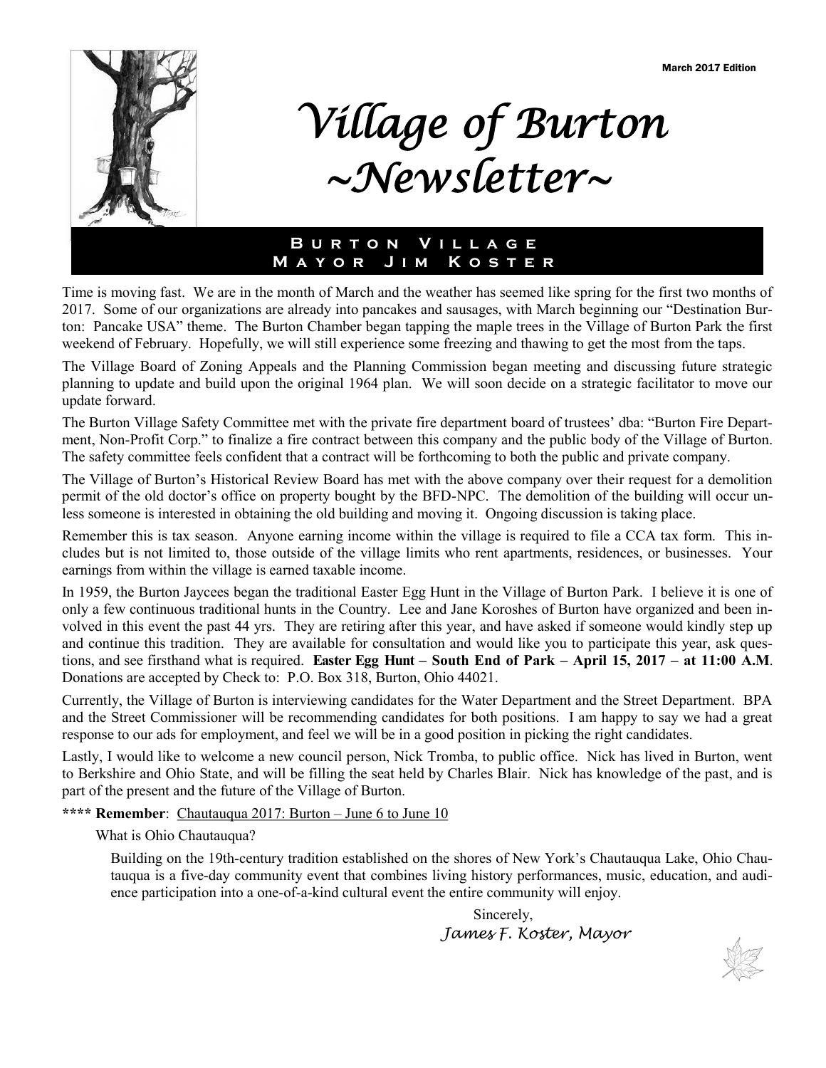March 2017 Edition

# Village of Burton ~Newsletter~

## Burton Village Mayor Jim Koster

Time is moving fast. We are in the month of March and the weather has seemed like spring for the first two months of 2017. Some of our organizations are already into pancakes and sausages, with March beginning our "Destination Burton: Pancake USA" theme. The Burton Chamber began tapping the maple trees in the Village of Burton Park the first weekend of February. Hopefully, we will still experience some freezing and thawing to get the most from the taps.

The Village Board of Zoning Appeals and the Planning Commission began meeting and discussing future strategic planning to update and build upon the original 1964 plan. We will soon decide on a strategic facilitator to move our update forward.

The Burton Village Safety Committee met with the private fire department board of trustees' dba: "Burton Fire Department, Non-Profit Corp." to finalize a fire contract between this company and the public body of the Village of Burton. The safety committee feels confident that a contract will be forthcoming to both the public and private company.

The Village of Burton's Historical Review Board has met with the above company over their request for a demolition permit of the old doctor's office on property bought by the BFD-NPC. The demolition of the building will occur unless someone is interested in obtaining the old building and moving it. Ongoing discussion is taking place.

Remember this is tax season. Anyone earning income within the village is required to file a CCA tax form. This includes but is not limited to, those outside of the village limits who rent apartments, residences, or businesses. Your earnings from within the village is earned taxable income.

In 1959, the Burton Jaycees began the traditional Easter Egg Hunt in the Village of Burton Park. I believe it is one of only a few continuous traditional hunts in the Country. Lee and Jane Koroshes of Burton have organized and been involved in this event the past 44 yrs. They are retiring after this year, and have asked if someone would kindly step up and continue this tradition. They are available for consultation and would like you to participate this year, ask questions, and see firsthand what is required. **Easter Egg Hunt – South End of Park – April 15, 2017 – at 11:00 A.M**. Donations are accepted by Check to: P.O. Box 318, Burton, Ohio 44021.

Currently, the Village of Burton is interviewing candidates for the Water Department and the Street Department. BPA and the Street Commissioner will be recommending candidates for both positions. I am happy to say we had a great response to our ads for employment, and feel we will be in a good position in picking the right candidates.

Lastly, I would like to welcome a new council person, Nick Tromba, to public office. Nick has lived in Burton, went to Berkshire and Ohio State, and will be filling the seat held by Charles Blair. Nick has knowledge of the past, and is part of the present and the future of the Village of Burton.

**\*\*\*\* Remember**: Chautauqua 2017: Burton – June 6 to June 10

What is Ohio Chautauqua?

Building on the 19th-century tradition established on the shores of New York's Chautauqua Lake, Ohio Chautauqua is a five-day community event that combines living history performances, music, education, and audience participation into a one-of-a-kind cultural event the entire community will enjoy.

Sincerely,

*James F. Koster, Mayor*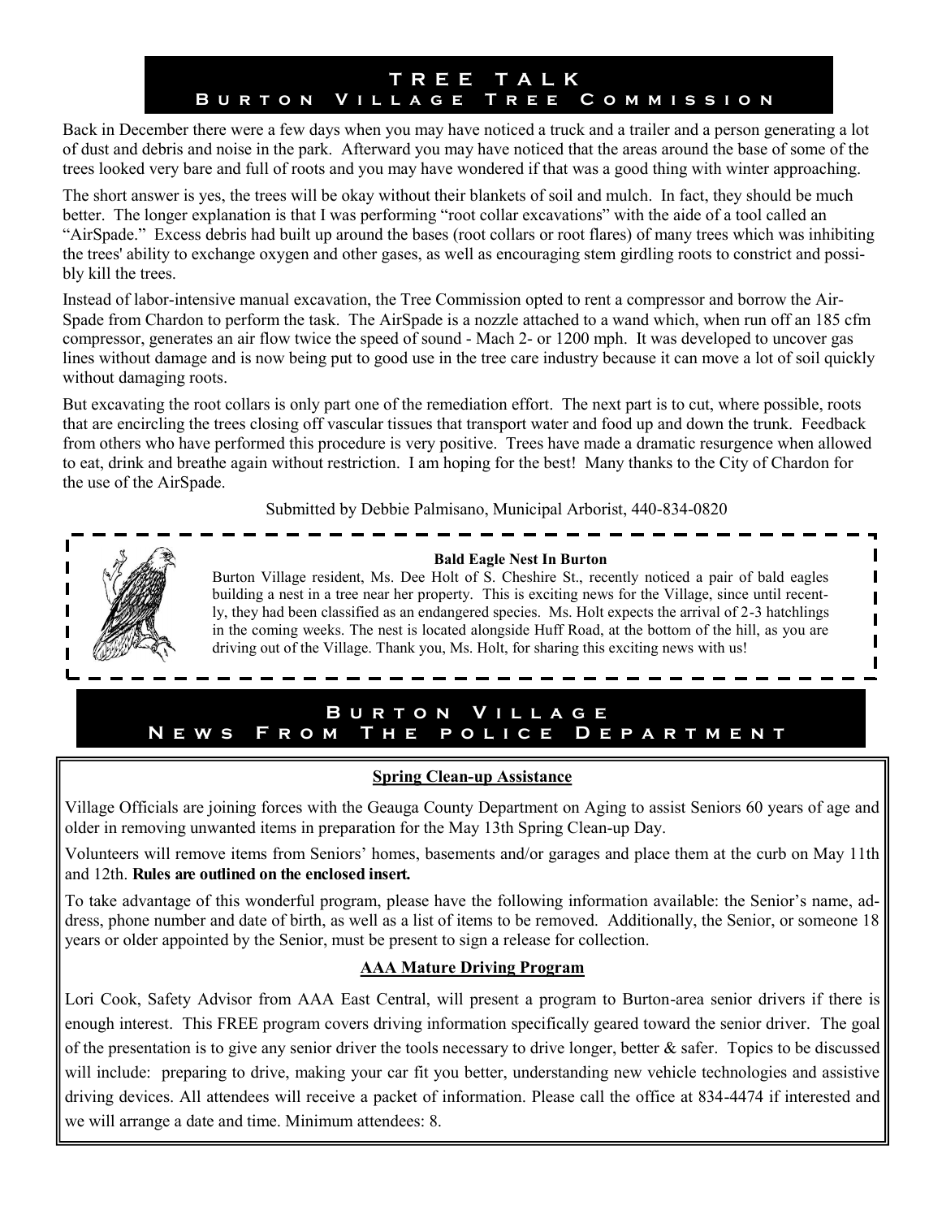## TREE TALK
### Burton Village Tree Commission

Back in December there were a few days when you may have noticed a truck and a trailer and a person generating a lot of dust and debris and noise in the park. Afterward you may have noticed that the areas around the base of some of the trees looked very bare and full of roots and you may have wondered if that was a good thing with winter approaching.

The short answer is yes, the trees will be okay without their blankets of soil and mulch. In fact, they should be much better. The longer explanation is that I was performing "root collar excavations" with the aide of a tool called an "AirSpade." Excess debris had built up around the bases (root collars or root flares) of many trees which was inhibiting the trees' ability to exchange oxygen and other gases, as well as encouraging stem girdling roots to constrict and possibly kill the trees.

Instead of labor-intensive manual excavation, the Tree Commission opted to rent a compressor and borrow the AirSpade from Chardon to perform the task. The AirSpade is a nozzle attached to a wand which, when run off an 185 cfm compressor, generates an air flow twice the speed of sound - Mach 2- or 1200 mph. It was developed to uncover gas lines without damage and is now being put to good use in the tree care industry because it can move a lot of soil quickly without damaging roots.

But excavating the root collars is only part one of the remediation effort. The next part is to cut, where possible, roots that are encircling the trees closing off vascular tissues that transport water and food up and down the trunk. Feedback from others who have performed this procedure is very positive. Trees have made a dramatic resurgence when allowed to eat, drink and breathe again without restriction. I am hoping for the best! Many thanks to the City of Chardon for the use of the AirSpade.

Submitted by Debbie Palmisano, Municipal Arborist, 440-834-0820

**Bald Eagle Nest In Burton**

Burton Village resident, Ms. Dee Holt of S. Cheshire St., recently noticed a pair of bald eagles building a nest in a tree near her property. This is exciting news for the Village, since until recently, they had been classified as an endangered species. Ms. Holt expects the arrival of 2-3 hatchlings in the coming weeks. The nest is located alongside Huff Road, at the bottom of the hill, as you are driving out of the Village. Thank you, Ms. Holt, for sharing this exciting news with us!

## Burton Village
### News From The Police Department

**Spring Clean-up Assistance**

Village Officials are joining forces with the Geauga County Department on Aging to assist Seniors 60 years of age and older in removing unwanted items in preparation for the May 13th Spring Clean-up Day.

Volunteers will remove items from Seniors' homes, basements and/or garages and place them at the curb on May 11th and 12th. **Rules are outlined on the enclosed insert.**

To take advantage of this wonderful program, please have the following information available: the Senior's name, address, phone number and date of birth, as well as a list of items to be removed. Additionally, the Senior, or someone 18 years or older appointed by the Senior, must be present to sign a release for collection.

**AAA Mature Driving Program**

Lori Cook, Safety Advisor from AAA East Central, will present a program to Burton-area senior drivers if there is enough interest. This FREE program covers driving information specifically geared toward the senior driver. The goal of the presentation is to give any senior driver the tools necessary to drive longer, better & safer. Topics to be discussed will include: preparing to drive, making your car fit you better, understanding new vehicle technologies and assistive driving devices. All attendees will receive a packet of information. Please call the office at 834-4474 if interested and we will arrange a date and time. Minimum attendees: 8.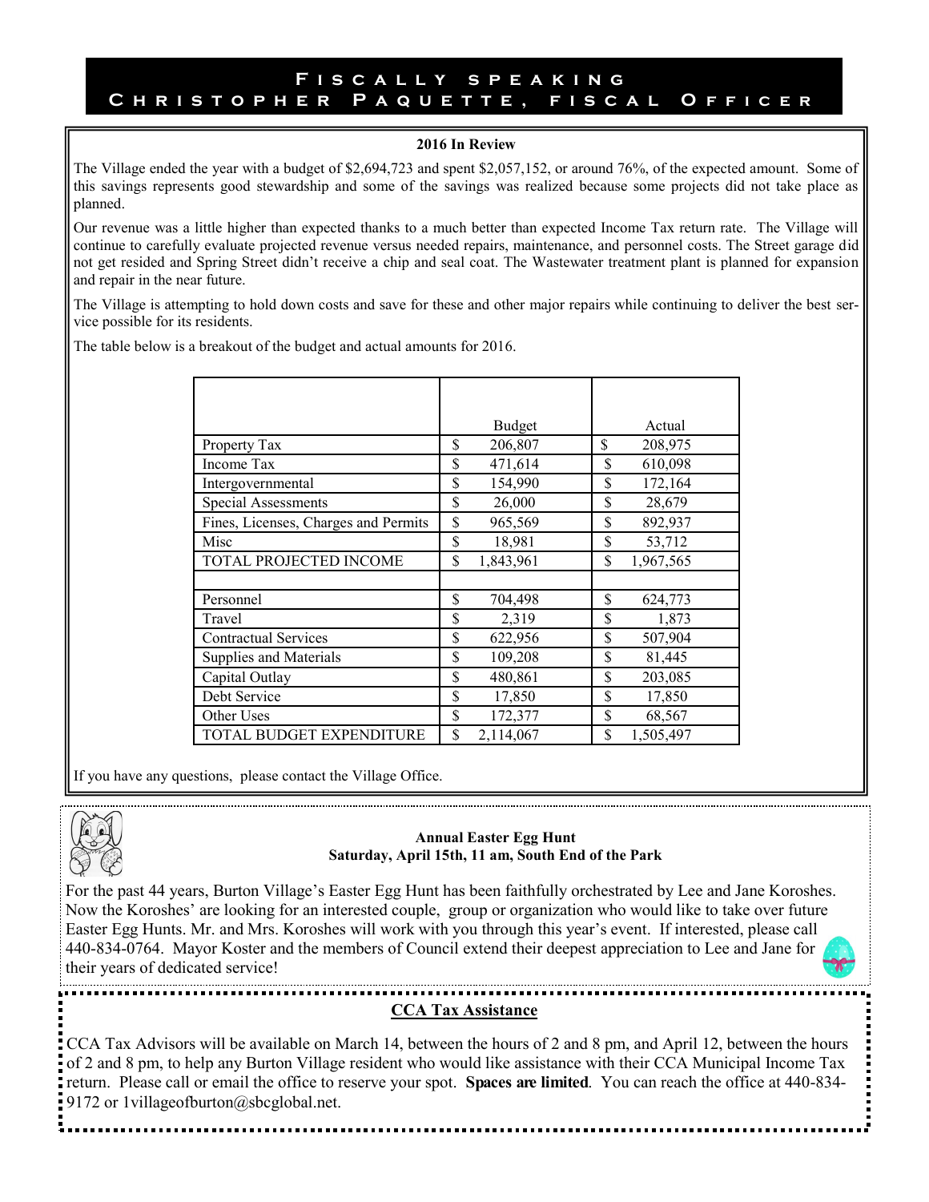## Fiscally speaking
## Christopher Paquette, fiscal Officer

**2016 In Review**

The Village ended the year with a budget of $2,694,723 and spent $2,057,152, or around 76%, of the expected amount. Some of this savings represents good stewardship and some of the savings was realized because some projects did not take place as planned.

Our revenue was a little higher than expected thanks to a much better than expected Income Tax return rate. The Village will continue to carefully evaluate projected revenue versus needed repairs, maintenance, and personnel costs. The Street garage did not get resided and Spring Street didn't receive a chip and seal coat. The Wastewater treatment plant is planned for expansion and repair in the near future.

The Village is attempting to hold down costs and save for these and other major repairs while continuing to deliver the best service possible for its residents.

The table below is a breakout of the budget and actual amounts for 2016.

| | Budget | Actual |
|---|---|---|
| Property Tax | $ 206,807 | $ 208,975 |
| Income Tax | $ 471,614 | $ 610,098 |
| Intergovernmental | $ 154,990 | $ 172,164 |
| Special Assessments | $ 26,000 | $ 28,679 |
| Fines, Licenses, Charges and Permits | $ 965,569 | $ 892,937 |
| Misc | $ 18,981 | $ 53,712 |
| TOTAL PROJECTED INCOME | $ 1,843,961 | $ 1,967,565 |
| | | |
| Personnel | $ 704,498 | $ 624,773 |
| Travel | $ 2,319 | $ 1,873 |
| Contractual Services | $ 622,956 | $ 507,904 |
| Supplies and Materials | $ 109,208 | $ 81,445 |
| Capital Outlay | $ 480,861 | $ 203,085 |
| Debt Service | $ 17,850 | $ 17,850 |
| Other Uses | $ 172,377 | $ 68,567 |
| TOTAL BUDGET EXPENDITURE | $ 2,114,067 | $ 1,505,497 |

If you have any questions, please contact the Village Office.

**Annual Easter Egg Hunt**
**Saturday, April 15th, 11 am, South End of the Park**

For the past 44 years, Burton Village's Easter Egg Hunt has been faithfully orchestrated by Lee and Jane Koroshes. Now the Koroshes' are looking for an interested couple, group or organization who would like to take over future Easter Egg Hunts. Mr. and Mrs. Koroshes will work with you through this year's event. If interested, please call 440-834-0764. Mayor Koster and the members of Council extend their deepest appreciation to Lee and Jane for their years of dedicated service!

**CCA Tax Assistance**

CCA Tax Advisors will be available on March 14, between the hours of 2 and 8 pm, and April 12, between the hours of 2 and 8 pm, to help any Burton Village resident who would like assistance with their CCA Municipal Income Tax return. Please call or email the office to reserve your spot. **Spaces are limited**. You can reach the office at 440-834-9172 or 1villageofburton@sbcglobal.net.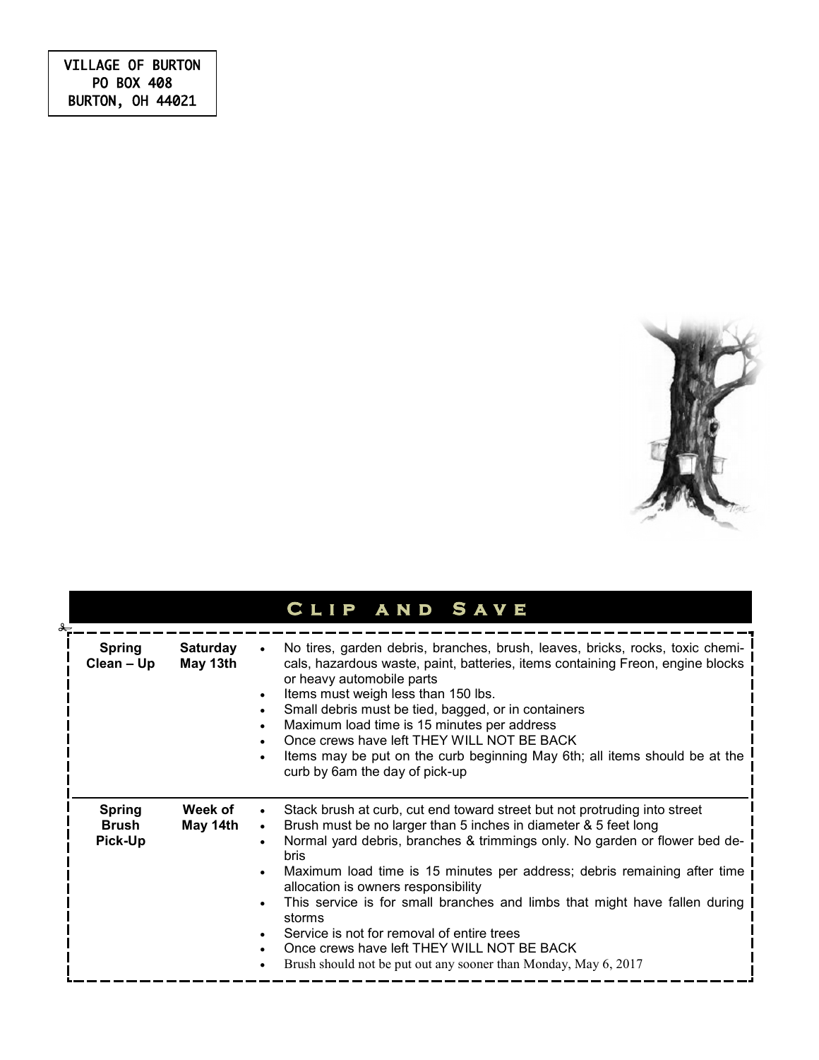VILLAGE OF BURTON
PO BOX 408
BURTON, OH 44021

## Clip and Save

| | | |
|---|---|---|
| **Spring Clean – Up** | **Saturday May 13th** | • No tires, garden debris, branches, brush, leaves, bricks, rocks, toxic chemicals, hazardous waste, paint, batteries, items containing Freon, engine blocks or heavy automobile parts<br>• Items must weigh less than 150 lbs.<br>• Small debris must be tied, bagged, or in containers<br>• Maximum load time is 15 minutes per address<br>• Once crews have left THEY WILL NOT BE BACK<br>• Items may be put on the curb beginning May 6th; all items should be at the curb by 6am the day of pick-up |
| **Spring Brush Pick-Up** | **Week of May 14th** | • Stack brush at curb, cut end toward street but not protruding into street<br>• Brush must be no larger than 5 inches in diameter & 5 feet long<br>• Normal yard debris, branches & trimmings only. No garden or flower bed debris<br>• Maximum load time is 15 minutes per address; debris remaining after time allocation is owners responsibility<br>• This service is for small branches and limbs that might have fallen during storms<br>• Service is not for removal of entire trees<br>• Once crews have left THEY WILL NOT BE BACK<br>• Brush should not be put out any sooner than Monday, May 6, 2017 |